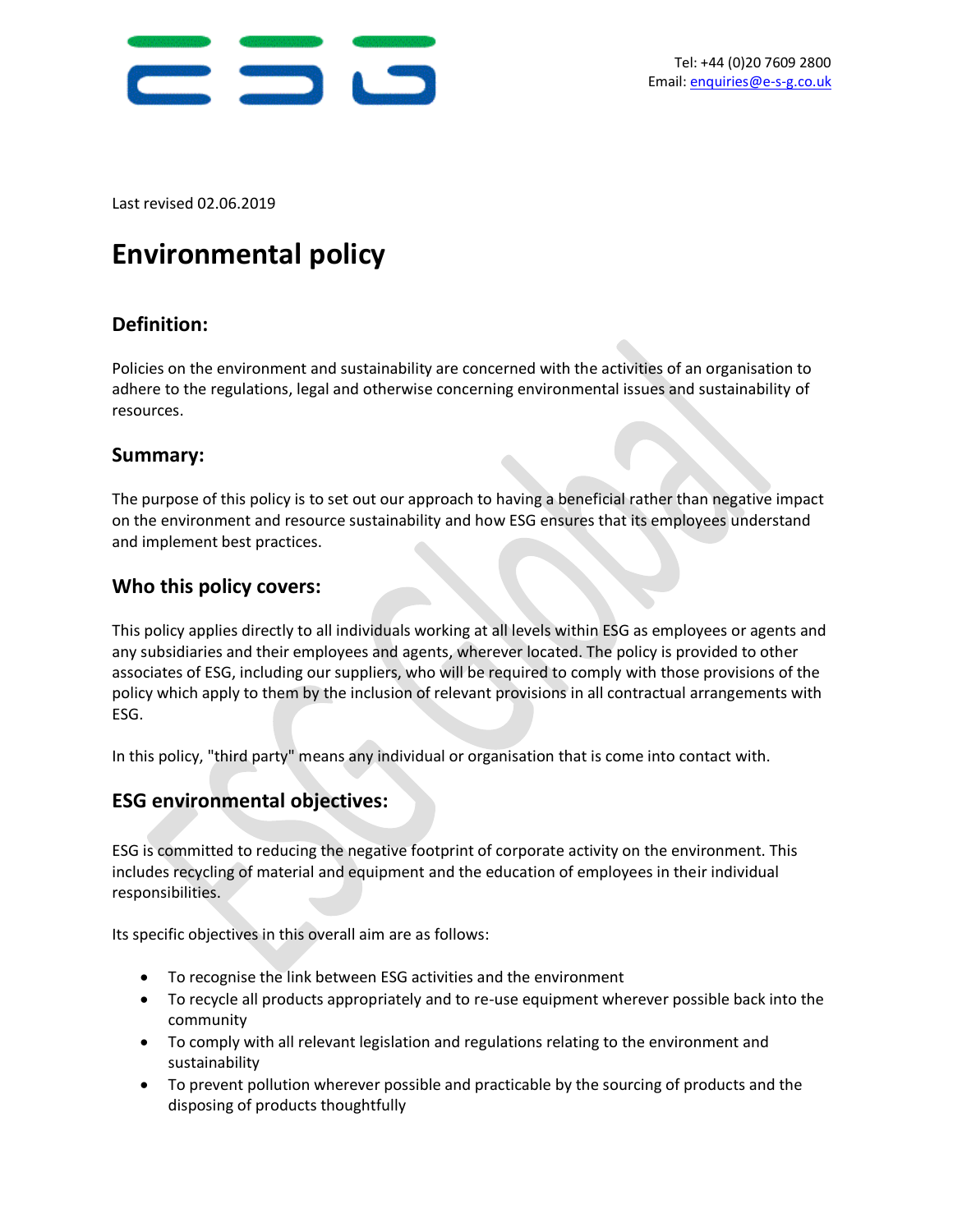Tel: +44 (0)20 7609 2800
Email: enquiries@e-s-g.co.uk

Last revised 02.06.2019

# Environmental policy

## Definition:

Policies on the environment and sustainability are concerned with the activities of an organisation to adhere to the regulations, legal and otherwise concerning environmental issues and sustainability of resources.

## Summary:

The purpose of this policy is to set out our approach to having a beneficial rather than negative impact on the environment and resource sustainability and how ESG ensures that its employees understand and implement best practices.

## Who this policy covers:

This policy applies directly to all individuals working at all levels within ESG as employees or agents and any subsidiaries and their employees and agents, wherever located. The policy is provided to other associates of ESG, including our suppliers, who will be required to comply with those provisions of the policy which apply to them by the inclusion of relevant provisions in all contractual arrangements with ESG.

In this policy, "third party" means any individual or organisation that is come into contact with.

## ESG environmental objectives:

ESG is committed to reducing the negative footprint of corporate activity on the environment. This includes recycling of material and equipment and the education of employees in their individual responsibilities.

Its specific objectives in this overall aim are as follows:

- To recognise the link between ESG activities and the environment
- To recycle all products appropriately and to re-use equipment wherever possible back into the community
- To comply with all relevant legislation and regulations relating to the environment and sustainability
- To prevent pollution wherever possible and practicable by the sourcing of products and the disposing of products thoughtfully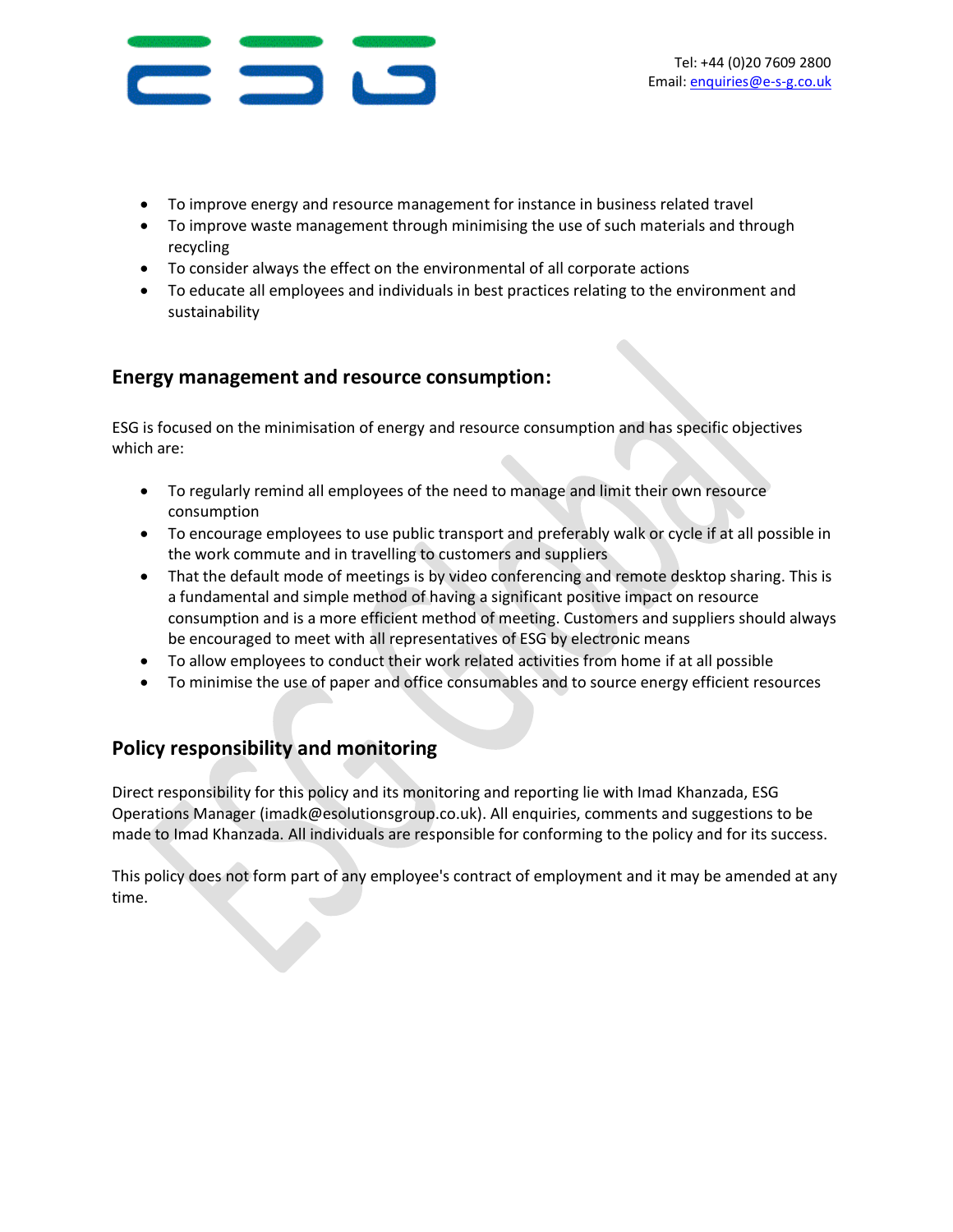- To improve energy and resource management for instance in business related travel
- To improve waste management through minimising the use of such materials and through recycling
- To consider always the effect on the environmental of all corporate actions
- To educate all employees and individuals in best practices relating to the environment and sustainability

## Energy management and resource consumption:

ESG is focused on the minimisation of energy and resource consumption and has specific objectives which are:

- To regularly remind all employees of the need to manage and limit their own resource consumption
- To encourage employees to use public transport and preferably walk or cycle if at all possible in the work commute and in travelling to customers and suppliers
- That the default mode of meetings is by video conferencing and remote desktop sharing. This is a fundamental and simple method of having a significant positive impact on resource consumption and is a more efficient method of meeting. Customers and suppliers should always be encouraged to meet with all representatives of ESG by electronic means
- To allow employees to conduct their work related activities from home if at all possible
- To minimise the use of paper and office consumables and to source energy efficient resources

## Policy responsibility and monitoring

Direct responsibility for this policy and its monitoring and reporting lie with Imad Khanzada, ESG Operations Manager (imadk@esolutionsgroup.co.uk). All enquiries, comments and suggestions to be made to Imad Khanzada. All individuals are responsible for conforming to the policy and for its success.

This policy does not form part of any employee's contract of employment and it may be amended at any time.